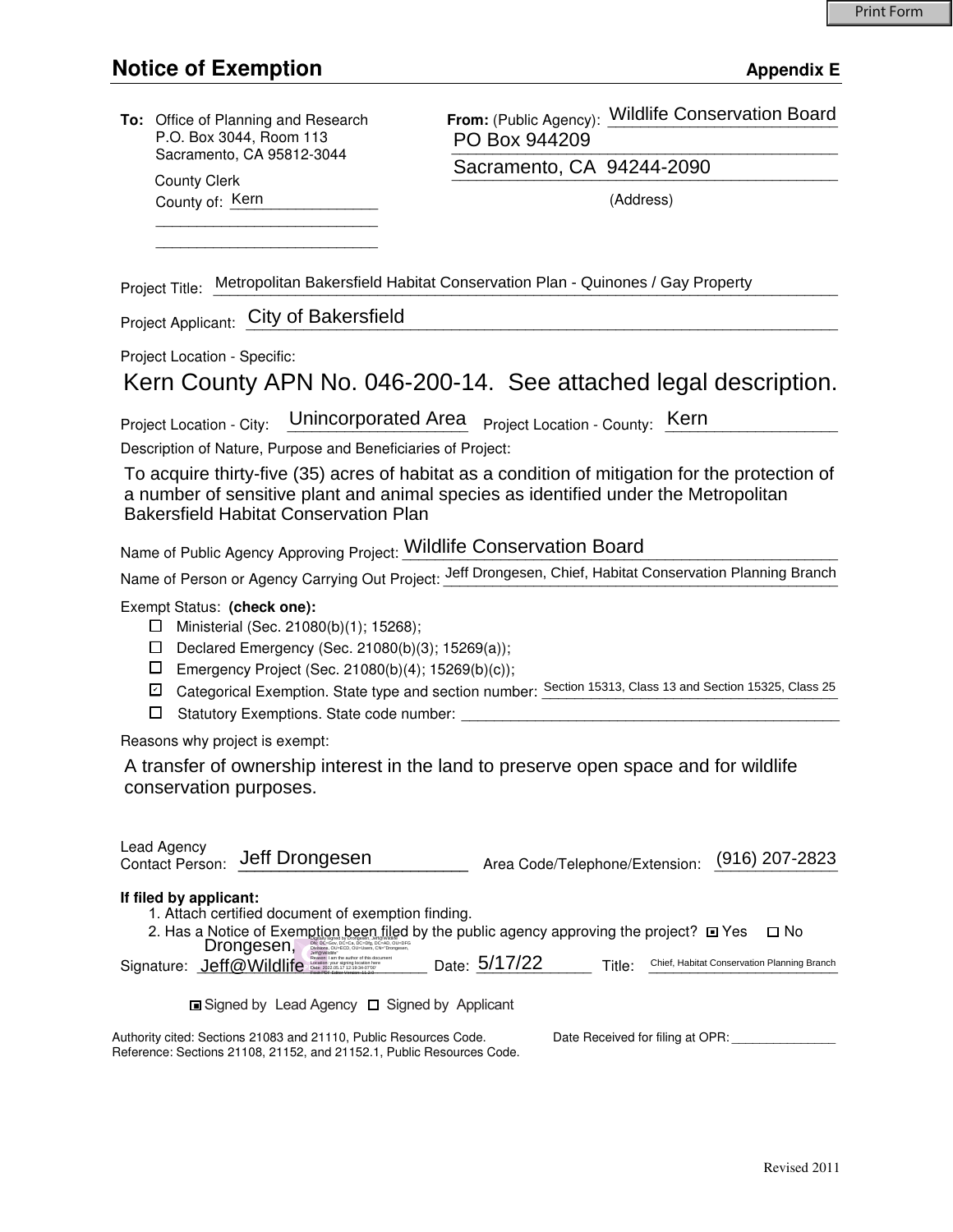Print Form

# Notice of Exemption

**Appendix E**

**To:** Office of Planning and Research
P.O. Box 3044, Room 113
Sacramento, CA 95812-3044

County Clerk
County of: Kern

**From:** (Public Agency): Wildlife Conservation Board
PO Box 944209
Sacramento, CA 94244-2090
(Address)

Project Title: Metropolitan Bakersfield Habitat Conservation Plan - Quinones / Gay Property

Project Applicant: City of Bakersfield

Project Location - Specific:

Kern County APN No. 046-200-14. See attached legal description.

Project Location - City: Unincorporated Area Project Location - County: Kern

Description of Nature, Purpose and Beneficiaries of Project:

To acquire thirty-five (35) acres of habitat as a condition of mitigation for the protection of a number of sensitive plant and animal species as identified under the Metropolitan Bakersfield Habitat Conservation Plan

Name of Public Agency Approving Project: Wildlife Conservation Board

Name of Person or Agency Carrying Out Project: Jeff Drongesen, Chief, Habitat Conservation Planning Branch

Exempt Status: **(check one):**

- ☐ Ministerial (Sec. 21080(b)(1); 15268);
- ☐ Declared Emergency (Sec. 21080(b)(3); 15269(a));
- ☐ Emergency Project (Sec. 21080(b)(4); 15269(b)(c));
- ☑ Categorical Exemption. State type and section number: Section 15313, Class 13 and Section 15325, Class 25
- ☐ Statutory Exemptions. State code number:

Reasons why project is exempt:

A transfer of ownership interest in the land to preserve open space and for wildlife conservation purposes.

Lead Agency Contact Person: Jeff Drongesen Area Code/Telephone/Extension: (916) 207-2823

**If filed by applicant:**

1. Attach certified document of exemption finding.
2. Has a Notice of Exemption been filed by the public agency approving the project? ☑ Yes ☐ No

Signature: Drongesen, Jeff@Wildlife Date: 5/17/22 Title: Chief, Habitat Conservation Planning Branch

☑ Signed by Lead Agency ☐ Signed by Applicant

Authority cited: Sections 21083 and 21110, Public Resources Code.
Reference: Sections 21108, 21152, and 21152.1, Public Resources Code.

Date Received for filing at OPR:

Revised 2011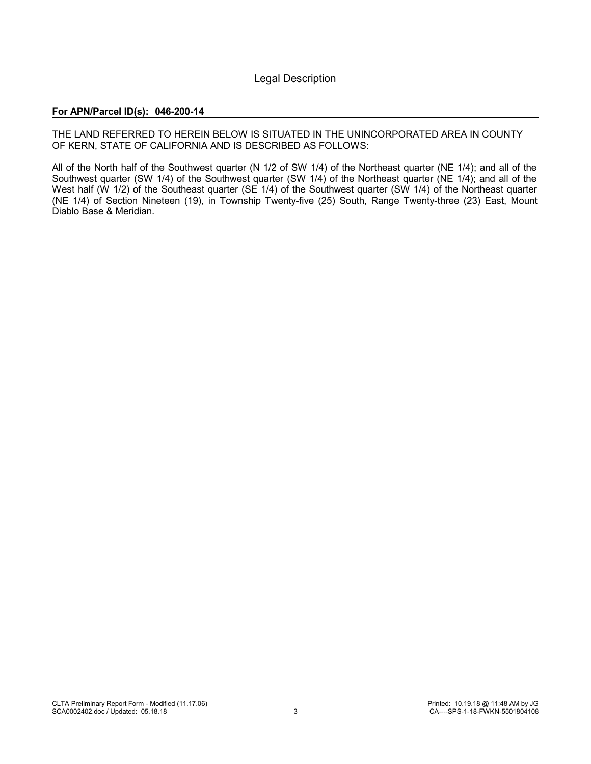# Legal Description

**For APN/Parcel ID(s): 046-200-14**

THE LAND REFERRED TO HEREIN BELOW IS SITUATED IN THE UNINCORPORATED AREA IN COUNTY OF KERN, STATE OF CALIFORNIA AND IS DESCRIBED AS FOLLOWS:

All of the North half of the Southwest quarter (N 1/2 of SW 1/4) of the Northeast quarter (NE 1/4); and all of the Southwest quarter (SW 1/4) of the Southwest quarter (SW 1/4) of the Northeast quarter (NE 1/4); and all of the West half (W 1/2) of the Southeast quarter (SE 1/4) of the Southwest quarter (SW 1/4) of the Northeast quarter (NE 1/4) of Section Nineteen (19), in Township Twenty-five (25) South, Range Twenty-three (23) East, Mount Diablo Base & Meridian.